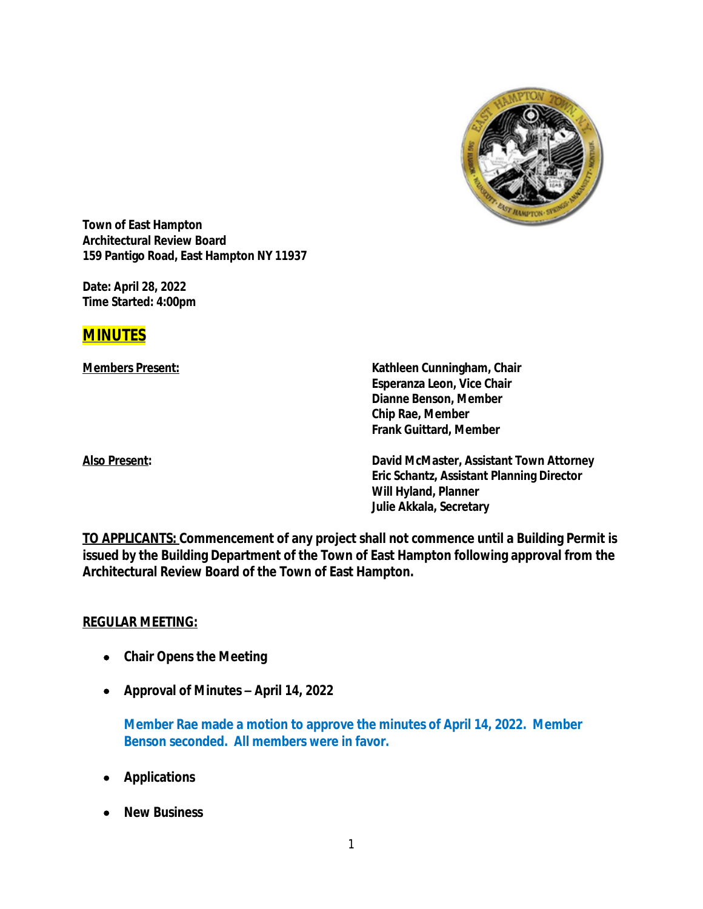**Town of East Hampton**
**Architectural Review Board**
**159 Pantigo Road, East Hampton NY 11937**

**Date: April 28, 2022**
**Time Started: 4:00pm**

# MINUTES

| **Members Present:** | **Kathleen Cunningham, Chair** |
|---|---|
| | **Esperanza Leon, Vice Chair** |
| | **Dianne Benson, Member** |
| | **Chip Rae, Member** |
| | **Frank Guittard, Member** |
| **Also Present:** | **David McMaster, Assistant Town Attorney** |
| | **Eric Schantz, Assistant Planning Director** |
| | **Will Hyland, Planner** |
| | **Julie Akkala, Secretary** |

**TO APPLICANTS: Commencement of any project shall not commence until a Building Permit is issued by the Building Department of the Town of East Hampton following approval from the Architectural Review Board of the Town of East Hampton.**

**REGULAR MEETING:**

- **Chair Opens the Meeting**
- **Approval of Minutes – April 14, 2022**

  **Member Rae made a motion to approve the minutes of April 14, 2022. Member Benson seconded. All members were in favor.**

- **Applications**
- **New Business**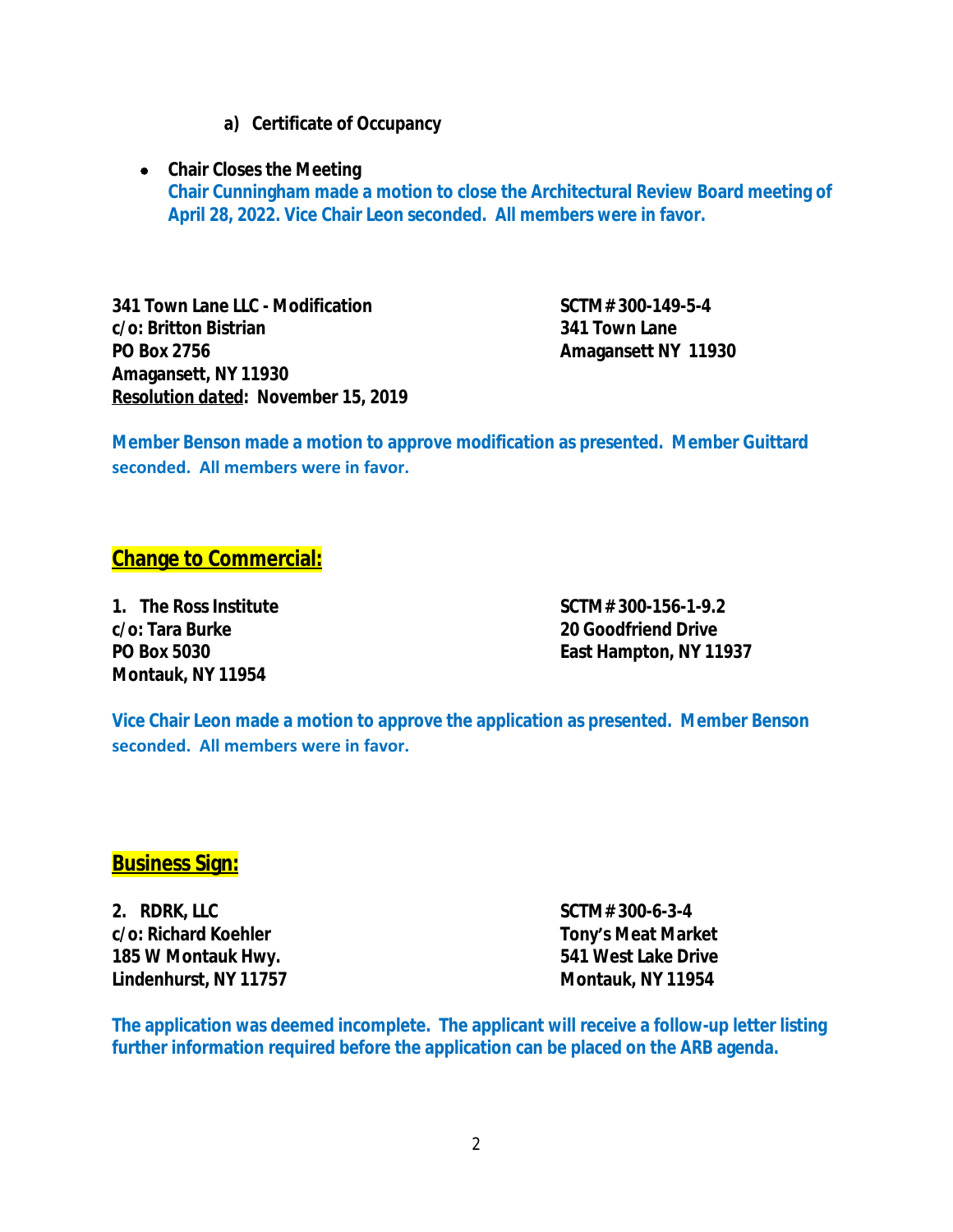a) **Certificate of Occupancy**

- **Chair Closes the Meeting**
  **Chair Cunningham made a motion to close the Architectural Review Board meeting of April 28, 2022. Vice Chair Leon seconded. All members were in favor.**

**341 Town Lane LLC - Modification**
**c/o: Britton Bistrian**
**PO Box 2756**
**Amagansett, NY 11930**
**Resolution dated: November 15, 2019**

**SCTM# 300-149-5-4**
**341 Town Lane**
**Amagansett NY 11930**

**Member Benson made a motion to approve modification as presented. Member Guittard seconded. All members were in favor.**

## Change to Commercial:

**1. The Ross Institute**
**c/o: Tara Burke**
**PO Box 5030**
**Montauk, NY 11954**

**SCTM# 300-156-1-9.2**
**20 Goodfriend Drive**
**East Hampton, NY 11937**

**Vice Chair Leon made a motion to approve the application as presented. Member Benson seconded. All members were in favor.**

## Business Sign:

**2. RDRK, LLC**
**c/o: Richard Koehler**
**185 W Montauk Hwy.**
**Lindenhurst, NY 11757**

**SCTM# 300-6-3-4**
**Tony's Meat Market**
**541 West Lake Drive**
**Montauk, NY 11954**

**The application was deemed incomplete. The applicant will receive a follow-up letter listing further information required before the application can be placed on the ARB agenda.**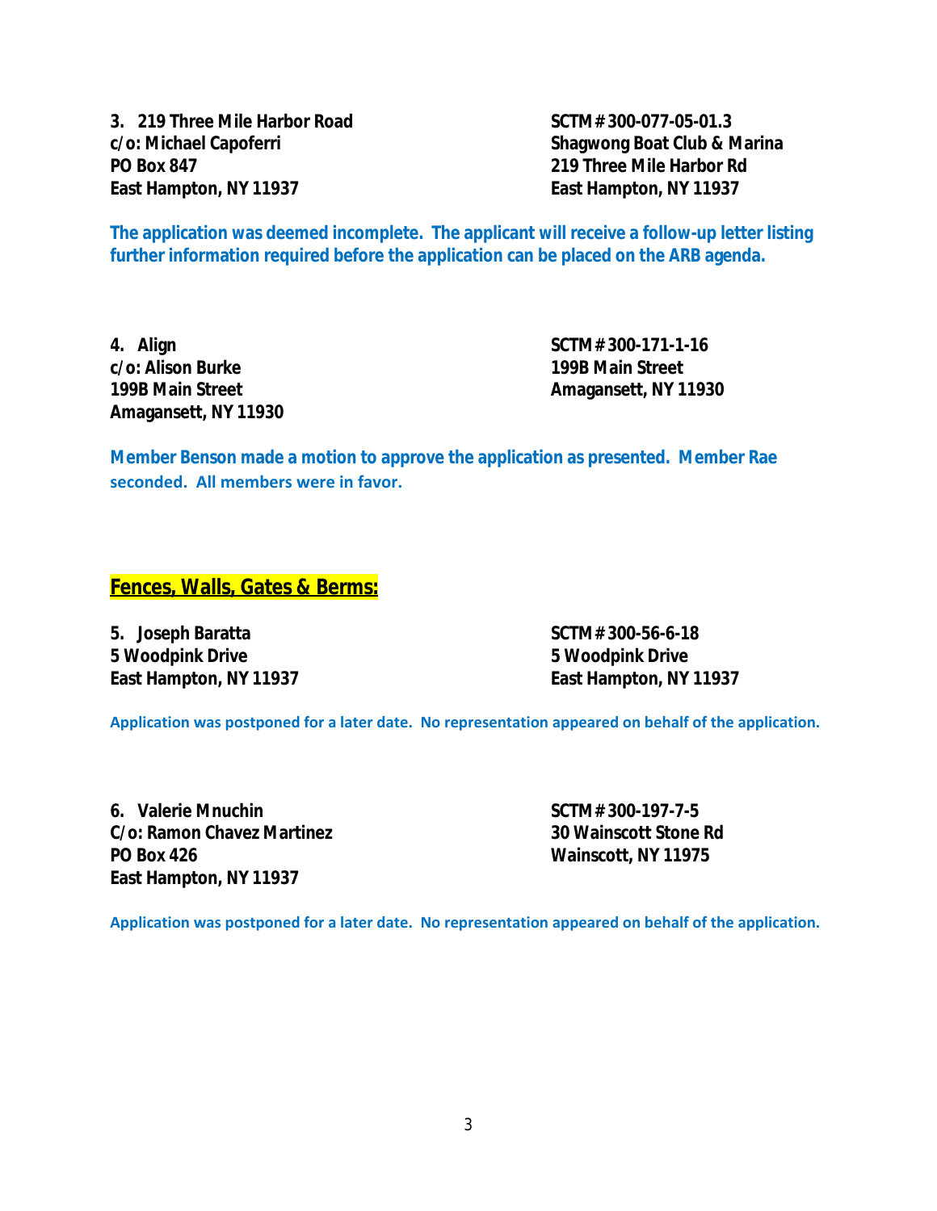**3. 219 Three Mile Harbor Road**
**c/o: Michael Capoferri**
**PO Box 847**
**East Hampton, NY 11937**

**SCTM# 300-077-05-01.3**
**Shagwong Boat Club & Marina**
**219 Three Mile Harbor Rd**
**East Hampton, NY 11937**

**The application was deemed incomplete. The applicant will receive a follow-up letter listing further information required before the application can be placed on the ARB agenda.**

**4. Align**
**c/o: Alison Burke**
**199B Main Street**
**Amagansett, NY 11930**

**SCTM# 300-171-1-16**
**199B Main Street**
**Amagansett, NY 11930**

**Member Benson made a motion to approve the application as presented. Member Rae seconded. All members were in favor.**

## Fences, Walls, Gates & Berms:

**5. Joseph Baratta**
**5 Woodpink Drive**
**East Hampton, NY 11937**

**SCTM# 300-56-6-18**
**5 Woodpink Drive**
**East Hampton, NY 11937**

**Application was postponed for a later date. No representation appeared on behalf of the application.**

**6. Valerie Mnuchin**
**C/o: Ramon Chavez Martinez**
**PO Box 426**
**East Hampton, NY 11937**

**SCTM# 300-197-7-5**
**30 Wainscott Stone Rd**
**Wainscott, NY 11975**

**Application was postponed for a later date. No representation appeared on behalf of the application.**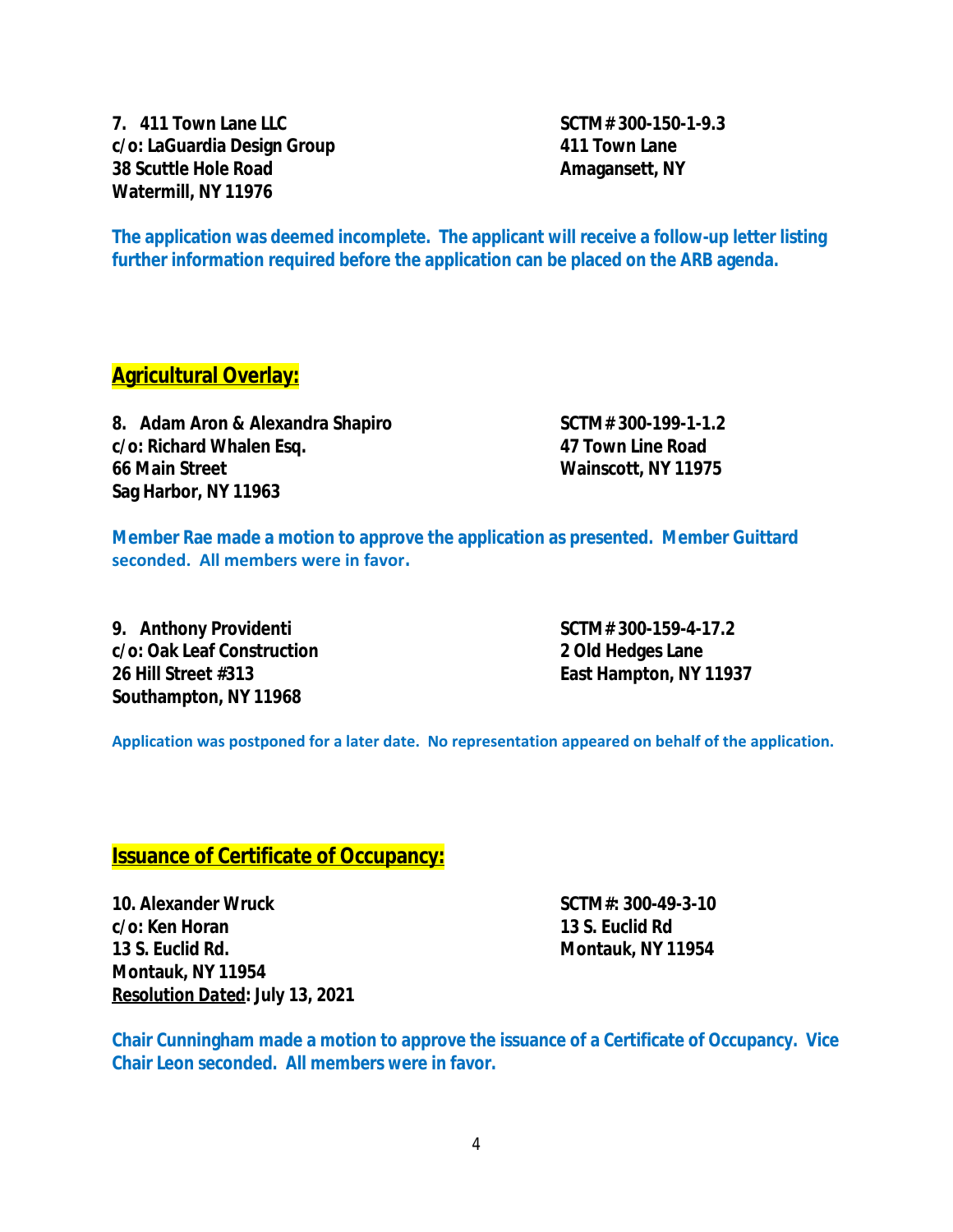**7. 411 Town Lane LLC**
**c/o: LaGuardia Design Group**
**38 Scuttle Hole Road**
**Watermill, NY 11976**

**SCTM# 300-150-1-9.3**
**411 Town Lane**
**Amagansett, NY**

**The application was deemed incomplete. The applicant will receive a follow-up letter listing further information required before the application can be placed on the ARB agenda.**

## Agricultural Overlay:

**8. Adam Aron & Alexandra Shapiro**
**c/o: Richard Whalen Esq.**
**66 Main Street**
**Sag Harbor, NY 11963**

**SCTM# 300-199-1-1.2**
**47 Town Line Road**
**Wainscott, NY 11975**

**Member Rae made a motion to approve the application as presented. Member Guittard seconded. All members were in favor.**

**9. Anthony Providenti**
**c/o: Oak Leaf Construction**
**26 Hill Street #313**
**Southampton, NY 11968**

**SCTM# 300-159-4-17.2**
**2 Old Hedges Lane**
**East Hampton, NY 11937**

**Application was postponed for a later date. No representation appeared on behalf of the application.**

## Issuance of Certificate of Occupancy:

**10. Alexander Wruck**
**c/o: Ken Horan**
**13 S. Euclid Rd.**
**Montauk, NY 11954**
**Resolution Dated: July 13, 2021**

**SCTM#: 300-49-3-10**
**13 S. Euclid Rd**
**Montauk, NY 11954**

**Chair Cunningham made a motion to approve the issuance of a Certificate of Occupancy. Vice Chair Leon seconded. All members were in favor.**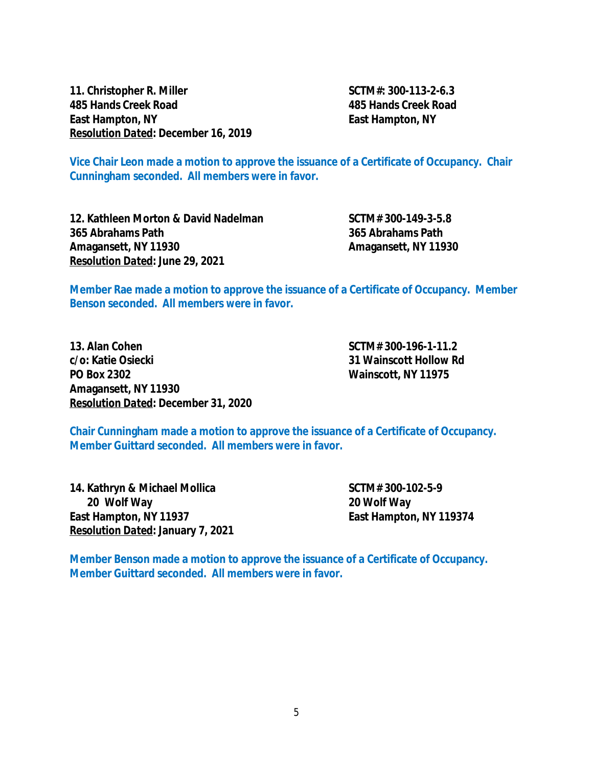**11. Christopher R. Miller**
**485 Hands Creek Road**
**East Hampton, NY**
**Resolution Dated: December 16, 2019**

**SCTM#: 300-113-2-6.3**
**485 Hands Creek Road**
**East Hampton, NY**

**Vice Chair Leon made a motion to approve the issuance of a Certificate of Occupancy. Chair Cunningham seconded. All members were in favor.**

**12. Kathleen Morton & David Nadelman**
**365 Abrahams Path**
**Amagansett, NY 11930**
**Resolution Dated: June 29, 2021**

**SCTM# 300-149-3-5.8**
**365 Abrahams Path**
**Amagansett, NY 11930**

**Member Rae made a motion to approve the issuance of a Certificate of Occupancy. Member Benson seconded. All members were in favor.**

**13. Alan Cohen**
**c/o: Katie Osiecki**
**PO Box 2302**
**Amagansett, NY 11930**
**Resolution Dated: December 31, 2020**

**SCTM# 300-196-1-11.2**
**31 Wainscott Hollow Rd**
**Wainscott, NY 11975**

**Chair Cunningham made a motion to approve the issuance of a Certificate of Occupancy. Member Guittard seconded. All members were in favor.**

**14. Kathryn & Michael Mollica**
**20 Wolf Way**
**East Hampton, NY 11937**
**Resolution Dated: January 7, 2021**

**SCTM# 300-102-5-9**
**20 Wolf Way**
**East Hampton, NY 119374**

**Member Benson made a motion to approve the issuance of a Certificate of Occupancy. Member Guittard seconded. All members were in favor.**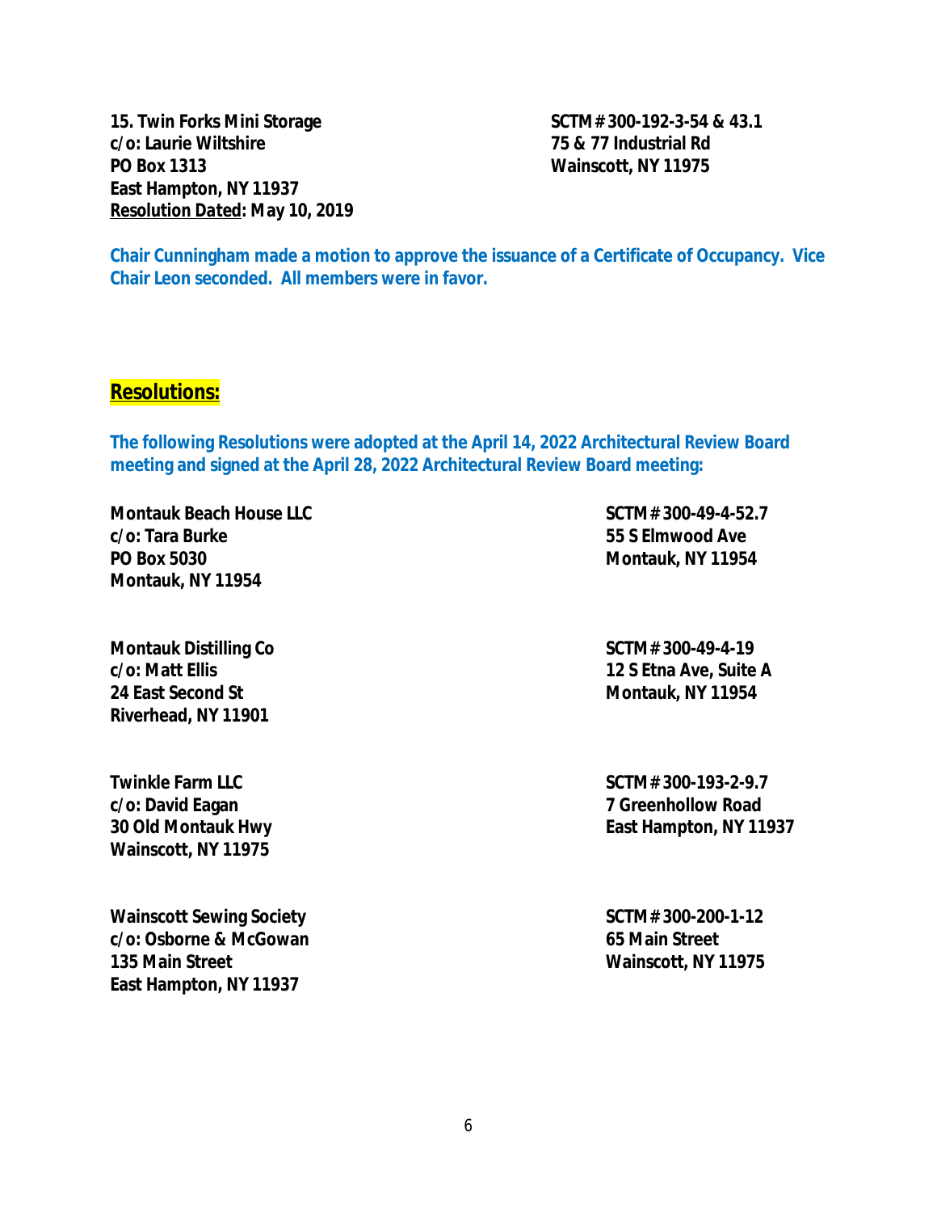**15. Twin Forks Mini Storage**
**c/o: Laurie Wiltshire**
**PO Box 1313**
**East Hampton, NY 11937**
**<u>Resolution Dated</u>: May 10, 2019**

**SCTM# 300-192-3-54 & 43.1**
**75 & 77 Industrial Rd**
**Wainscott, NY 11975**

**Chair Cunningham made a motion to approve the issuance of a Certificate of Occupancy. Vice Chair Leon seconded. All members were in favor.**

## <u>Resolutions:</u>

**The following Resolutions were adopted at the April 14, 2022 Architectural Review Board meeting and signed at the April 28, 2022 Architectural Review Board meeting:**

**Montauk Beach House LLC**
**c/o: Tara Burke**
**PO Box 5030**
**Montauk, NY 11954**

**SCTM# 300-49-4-52.7**
**55 S Elmwood Ave**
**Montauk, NY 11954**

**Montauk Distilling Co**
**c/o: Matt Ellis**
**24 East Second St**
**Riverhead, NY 11901**

**SCTM# 300-49-4-19**
**12 S Etna Ave, Suite A**
**Montauk, NY 11954**

**Twinkle Farm LLC**
**c/o: David Eagan**
**30 Old Montauk Hwy**
**Wainscott, NY 11975**

**SCTM# 300-193-2-9.7**
**7 Greenhollow Road**
**East Hampton, NY 11937**

**Wainscott Sewing Society**
**c/o: Osborne & McGowan**
**135 Main Street**
**East Hampton, NY 11937**

**SCTM# 300-200-1-12**
**65 Main Street**
**Wainscott, NY 11975**